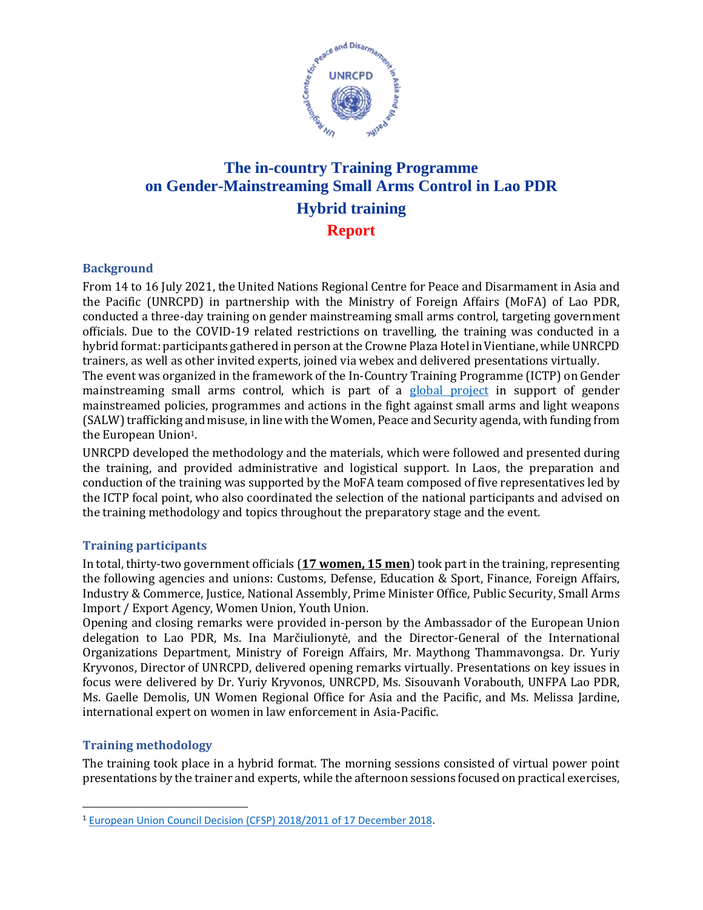# The in-country Training Programme on Gender-Mainstreaming Small Arms Control in Lao PDR

## Hybrid training

## Report

### Background

From 14 to 16 July 2021, the United Nations Regional Centre for Peace and Disarmament in Asia and the Pacific (UNRCPD) in partnership with the Ministry of Foreign Affairs (MoFA) of Lao PDR, conducted a three-day training on gender mainstreaming small arms control, targeting government officials. Due to the COVID-19 related restrictions on travelling, the training was conducted in a hybrid format: participants gathered in person at the Crowne Plaza Hotel in Vientiane, while UNRCPD trainers, as well as other invited experts, joined via webex and delivered presentations virtually.

The event was organized in the framework of the In-Country Training Programme (ICTP) on Gender mainstreaming small arms control, which is part of a global project in support of gender mainstreamed policies, programmes and actions in the fight against small arms and light weapons (SALW) trafficking and misuse, in line with the Women, Peace and Security agenda, with funding from the European Union[1].

UNRCPD developed the methodology and the materials, which were followed and presented during the training, and provided administrative and logistical support. In Laos, the preparation and conduction of the training was supported by the MoFA team composed of five representatives led by the ICTP focal point, who also coordinated the selection of the national participants and advised on the training methodology and topics throughout the preparatory stage and the event.

### Training participants

In total, thirty-two government officials (**17 women, 15 men**) took part in the training, representing the following agencies and unions: Customs, Defense, Education & Sport, Finance, Foreign Affairs, Industry & Commerce, Justice, National Assembly, Prime Minister Office, Public Security, Small Arms Import / Export Agency, Women Union, Youth Union.

Opening and closing remarks were provided in-person by the Ambassador of the European Union delegation to Lao PDR, Ms. Ina Marčiulionytė, and the Director-General of the International Organizations Department, Ministry of Foreign Affairs, Mr. Maythong Thammavongsa. Dr. Yuriy Kryvonos, Director of UNRCPD, delivered opening remarks virtually. Presentations on key issues in focus were delivered by Dr. Yuriy Kryvonos, UNRCPD, Ms. Sisouvanh Vorabouth, UNFPA Lao PDR, Ms. Gaelle Demolis, UN Women Regional Office for Asia and the Pacific, and Ms. Melissa Jardine, international expert on women in law enforcement in Asia-Pacific.

### Training methodology

The training took place in a hybrid format. The morning sessions consisted of virtual power point presentations by the trainer and experts, while the afternoon sessions focused on practical exercises,

---

[1] European Union Council Decision (CFSP) 2018/2011 of 17 December 2018.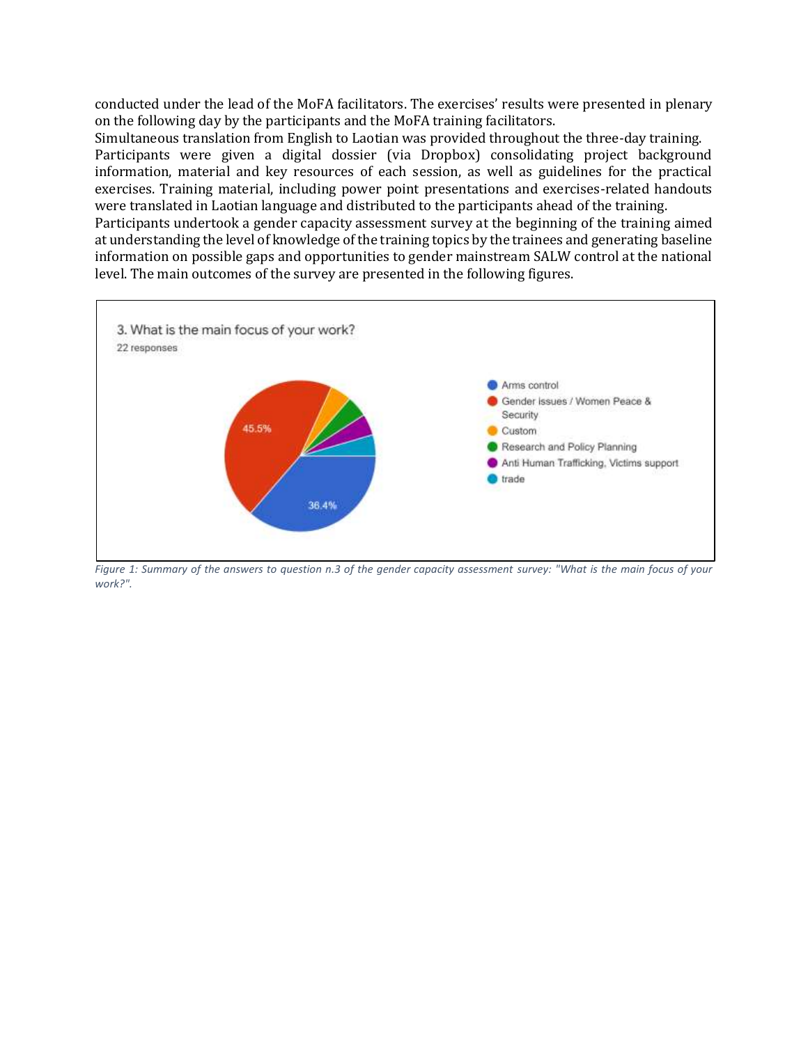conducted under the lead of the MoFA facilitators. The exercises' results were presented in plenary on the following day by the participants and the MoFA training facilitators.

Simultaneous translation from English to Laotian was provided throughout the three-day training.

Participants were given a digital dossier (via Dropbox) consolidating project background information, material and key resources of each session, as well as guidelines for the practical exercises. Training material, including power point presentations and exercises-related handouts were translated in Laotian language and distributed to the participants ahead of the training.

Participants undertook a gender capacity assessment survey at the beginning of the training aimed at understanding the level of knowledge of the training topics by the trainees and generating baseline information on possible gaps and opportunities to gender mainstream SALW control at the national level. The main outcomes of the survey are presented in the following figures.

3. What is the main focus of your work?
22 responses

- Arms control: 36.4%
- Gender issues / Women Peace & Security: 45.5%
- Custom
- Research and Policy Planning
- Anti Human Trafficking, Victims support
- trade

*Figure 1: Summary of the answers to question n.3 of the gender capacity assessment survey: "What is the main focus of your work?".*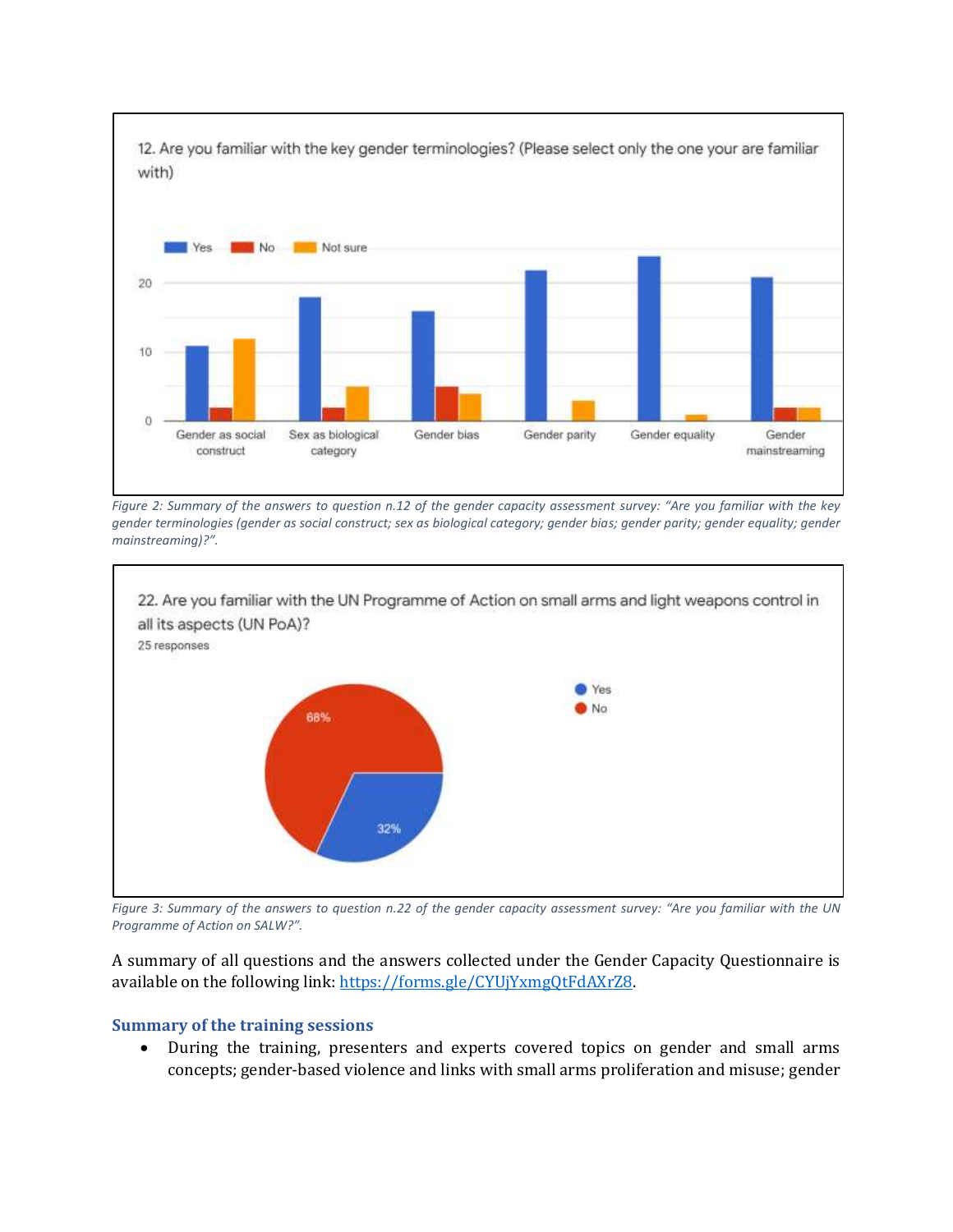Figure 2: Summary of the answers to question n.12 of the gender capacity assessment survey: "Are you familiar with the key gender terminologies (gender as social construct; sex as biological category; gender bias; gender parity; gender equality; gender mainstreaming)?".

Figure 3: Summary of the answers to question n.22 of the gender capacity assessment survey: "Are you familiar with the UN Programme of Action on SALW?".

A summary of all questions and the answers collected under the Gender Capacity Questionnaire is available on the following link: https://forms.gle/CYUjYxmgQtFdAXrZ8.

### Summary of the training sessions

- During the training, presenters and experts covered topics on gender and small arms concepts; gender-based violence and links with small arms proliferation and misuse; gender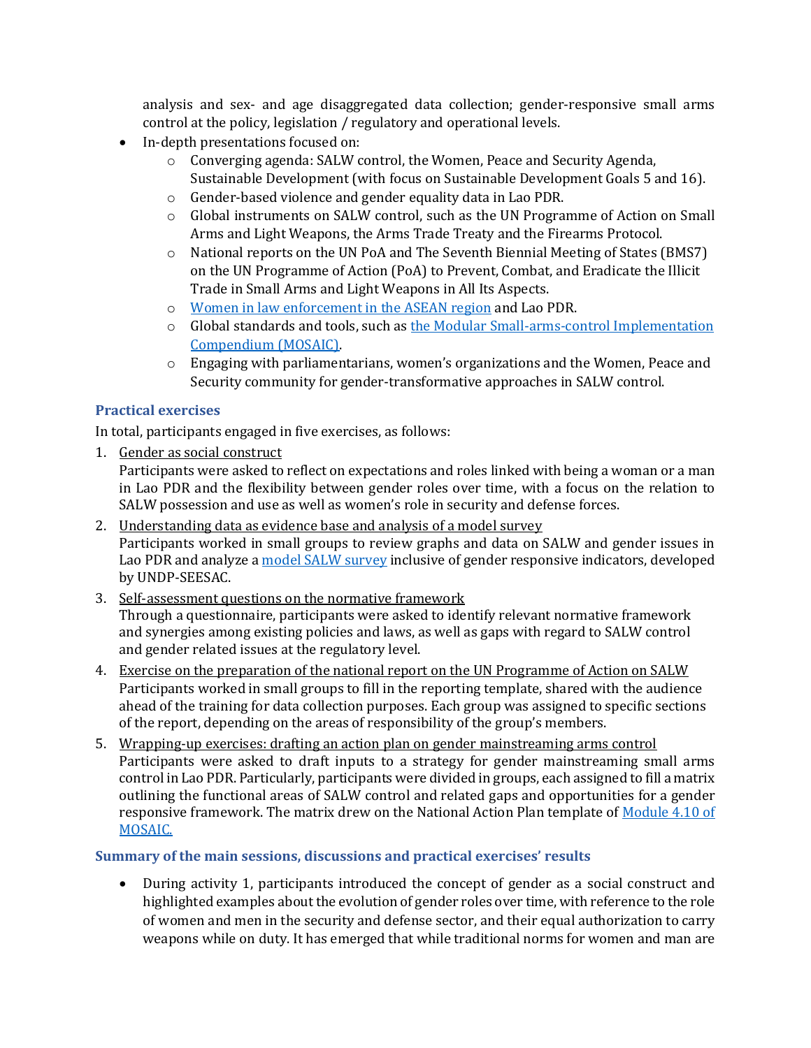analysis and sex- and age disaggregated data collection; gender-responsive small arms control at the policy, legislation / regulatory and operational levels.

- In-depth presentations focused on:
  - Converging agenda: SALW control, the Women, Peace and Security Agenda, Sustainable Development (with focus on Sustainable Development Goals 5 and 16).
  - Gender-based violence and gender equality data in Lao PDR.
  - Global instruments on SALW control, such as the UN Programme of Action on Small Arms and Light Weapons, the Arms Trade Treaty and the Firearms Protocol.
  - National reports on the UN PoA and The Seventh Biennial Meeting of States (BMS7) on the UN Programme of Action (PoA) to Prevent, Combat, and Eradicate the Illicit Trade in Small Arms and Light Weapons in All Its Aspects.
  - Women in law enforcement in the ASEAN region and Lao PDR.
  - Global standards and tools, such as the Modular Small-arms-control Implementation Compendium (MOSAIC).
  - Engaging with parliamentarians, women's organizations and the Women, Peace and Security community for gender-transformative approaches in SALW control.

### Practical exercises

In total, participants engaged in five exercises, as follows:

1. Gender as social construct
   Participants were asked to reflect on expectations and roles linked with being a woman or a man in Lao PDR and the flexibility between gender roles over time, with a focus on the relation to SALW possession and use as well as women's role in security and defense forces.
2. Understanding data as evidence base and analysis of a model survey
   Participants worked in small groups to review graphs and data on SALW and gender issues in Lao PDR and analyze a model SALW survey inclusive of gender responsive indicators, developed by UNDP-SEESAC.
3. Self-assessment questions on the normative framework
   Through a questionnaire, participants were asked to identify relevant normative framework and synergies among existing policies and laws, as well as gaps with regard to SALW control and gender related issues at the regulatory level.
4. Exercise on the preparation of the national report on the UN Programme of Action on SALW
   Participants worked in small groups to fill in the reporting template, shared with the audience ahead of the training for data collection purposes. Each group was assigned to specific sections of the report, depending on the areas of responsibility of the group's members.
5. Wrapping-up exercises: drafting an action plan on gender mainstreaming arms control
   Participants were asked to draft inputs to a strategy for gender mainstreaming small arms control in Lao PDR. Particularly, participants were divided in groups, each assigned to fill a matrix outlining the functional areas of SALW control and related gaps and opportunities for a gender responsive framework. The matrix drew on the National Action Plan template of Module 4.10 of MOSAIC.

### Summary of the main sessions, discussions and practical exercises' results

- During activity 1, participants introduced the concept of gender as a social construct and highlighted examples about the evolution of gender roles over time, with reference to the role of women and men in the security and defense sector, and their equal authorization to carry weapons while on duty. It has emerged that while traditional norms for women and man are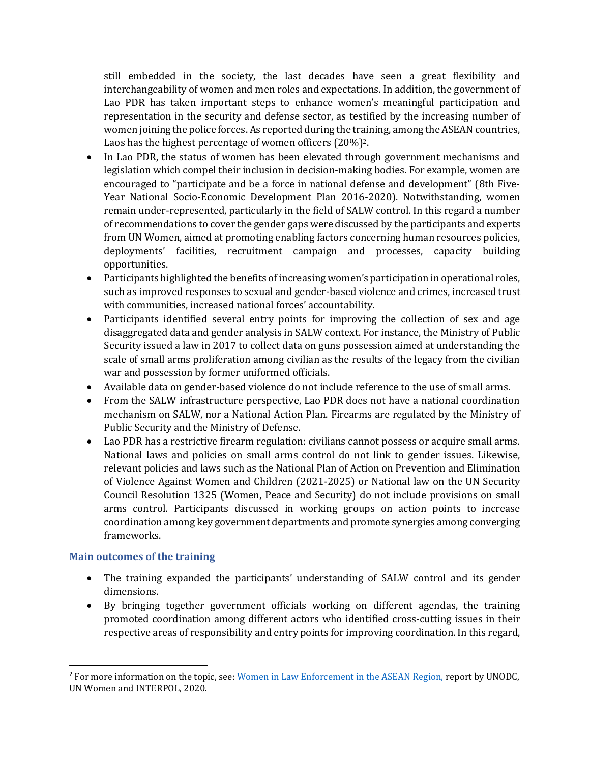still embedded in the society, the last decades have seen a great flexibility and interchangeability of women and men roles and expectations. In addition, the government of Lao PDR has taken important steps to enhance women's meaningful participation and representation in the security and defense sector, as testified by the increasing number of women joining the police forces. As reported during the training, among the ASEAN countries, Laos has the highest percentage of women officers (20%)[2].

- In Lao PDR, the status of women has been elevated through government mechanisms and legislation which compel their inclusion in decision-making bodies. For example, women are encouraged to "participate and be a force in national defense and development" (8th Five-Year National Socio-Economic Development Plan 2016-2020). Notwithstanding, women remain under-represented, particularly in the field of SALW control. In this regard a number of recommendations to cover the gender gaps were discussed by the participants and experts from UN Women, aimed at promoting enabling factors concerning human resources policies, deployments' facilities, recruitment campaign and processes, capacity building opportunities.
- Participants highlighted the benefits of increasing women's participation in operational roles, such as improved responses to sexual and gender-based violence and crimes, increased trust with communities, increased national forces' accountability.
- Participants identified several entry points for improving the collection of sex and age disaggregated data and gender analysis in SALW context. For instance, the Ministry of Public Security issued a law in 2017 to collect data on guns possession aimed at understanding the scale of small arms proliferation among civilian as the results of the legacy from the civilian war and possession by former uniformed officials.
- Available data on gender-based violence do not include reference to the use of small arms.
- From the SALW infrastructure perspective, Lao PDR does not have a national coordination mechanism on SALW, nor a National Action Plan. Firearms are regulated by the Ministry of Public Security and the Ministry of Defense.
- Lao PDR has a restrictive firearm regulation: civilians cannot possess or acquire small arms. National laws and policies on small arms control do not link to gender issues. Likewise, relevant policies and laws such as the National Plan of Action on Prevention and Elimination of Violence Against Women and Children (2021-2025) or National law on the UN Security Council Resolution 1325 (Women, Peace and Security) do not include provisions on small arms control. Participants discussed in working groups on action points to increase coordination among key government departments and promote synergies among converging frameworks.

### Main outcomes of the training

- The training expanded the participants' understanding of SALW control and its gender dimensions.
- By bringing together government officials working on different agendas, the training promoted coordination among different actors who identified cross-cutting issues in their respective areas of responsibility and entry points for improving coordination. In this regard,

[2] For more information on the topic, see: Women in Law Enforcement in the ASEAN Region, report by UNODC, UN Women and INTERPOL, 2020.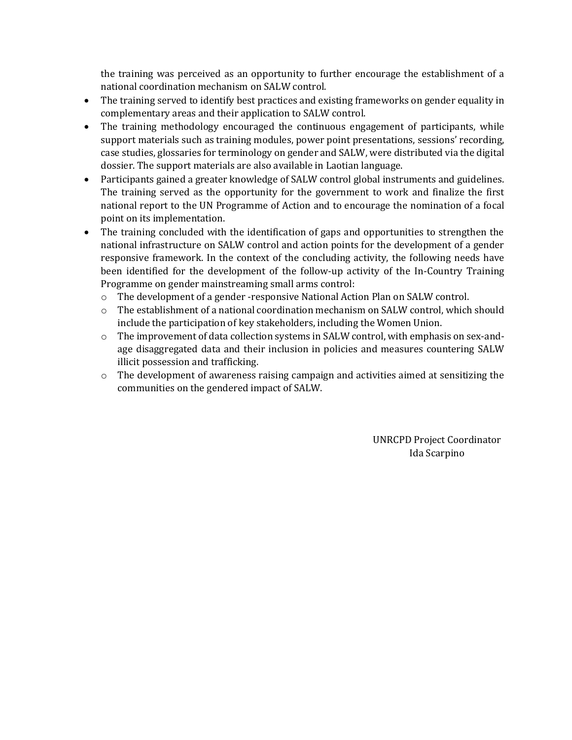the training was perceived as an opportunity to further encourage the establishment of a national coordination mechanism on SALW control.

- The training served to identify best practices and existing frameworks on gender equality in complementary areas and their application to SALW control.
- The training methodology encouraged the continuous engagement of participants, while support materials such as training modules, power point presentations, sessions' recording, case studies, glossaries for terminology on gender and SALW, were distributed via the digital dossier. The support materials are also available in Laotian language.
- Participants gained a greater knowledge of SALW control global instruments and guidelines. The training served as the opportunity for the government to work and finalize the first national report to the UN Programme of Action and to encourage the nomination of a focal point on its implementation.
- The training concluded with the identification of gaps and opportunities to strengthen the national infrastructure on SALW control and action points for the development of a gender responsive framework. In the context of the concluding activity, the following needs have been identified for the development of the follow-up activity of the In-Country Training Programme on gender mainstreaming small arms control:
  - The development of a gender -responsive National Action Plan on SALW control.
  - The establishment of a national coordination mechanism on SALW control, which should include the participation of key stakeholders, including the Women Union.
  - The improvement of data collection systems in SALW control, with emphasis on sex-and-age disaggregated data and their inclusion in policies and measures countering SALW illicit possession and trafficking.
  - The development of awareness raising campaign and activities aimed at sensitizing the communities on the gendered impact of SALW.

UNRCPD Project Coordinator
Ida Scarpino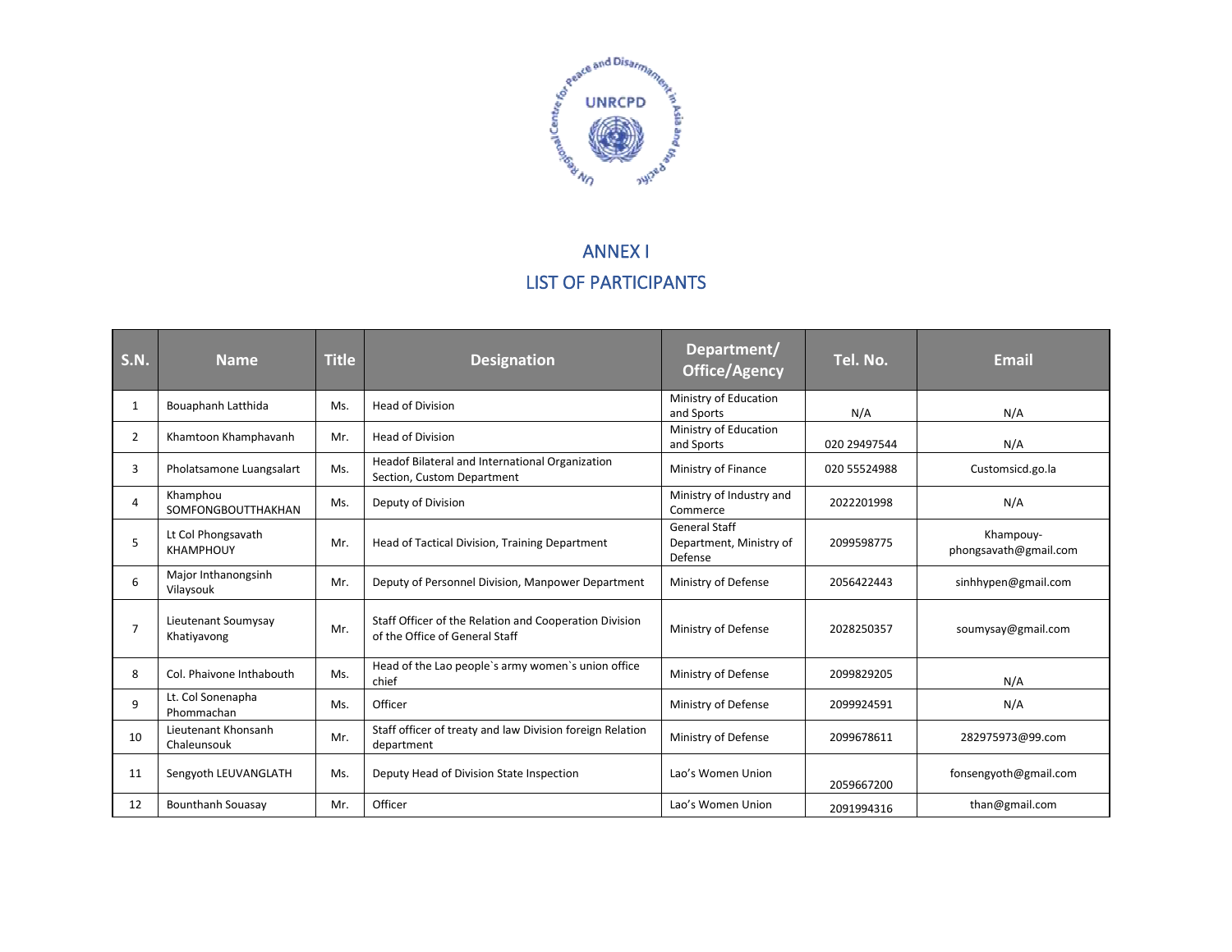# ANNEX I

## LIST OF PARTICIPANTS

| S.N. | Name | Title | Designation | Department/ Office/Agency | Tel. No. | Email |
|---|---|---|---|---|---|---|
| 1 | Bouaphanh Latthida | Ms. | Head of Division | Ministry of Education and Sports | N/A | N/A |
| 2 | Khamtoon Khamphavanh | Mr. | Head of Division | Ministry of Education and Sports | 020 29497544 | N/A |
| 3 | Pholatsamone Luangsalart | Ms. | Headof Bilateral and International Organization Section, Custom Department | Ministry of Finance | 020 55524988 | Customsicd.go.la |
| 4 | Khamphou SOMFONGBOUTTHAKHAN | Ms. | Deputy of Division | Ministry of Industry and Commerce | 2022201998 | N/A |
| 5 | Lt Col Phongsavath KHAMPHOUY | Mr. | Head of Tactical Division, Training Department | General Staff Department, Ministry of Defense | 2099598775 | Khampouy-phongsavath@gmail.com |
| 6 | Major Inthanongsinh Vilaysouk | Mr. | Deputy of Personnel Division, Manpower Department | Ministry of Defense | 2056422443 | sinhhypen@gmail.com |
| 7 | Lieutenant Soumysay Khatiyavong | Mr. | Staff Officer of the Relation and Cooperation Division of the Office of General Staff | Ministry of Defense | 2028250357 | soumysay@gmail.com |
| 8 | Col. Phaivone Inthabouth | Ms. | Head of the Lao people`s army women`s union office chief | Ministry of Defense | 2099829205 | N/A |
| 9 | Lt. Col Sonenapha Phommachan | Ms. | Officer | Ministry of Defense | 2099924591 | N/A |
| 10 | Lieutenant Khonsanh Chaleunsouk | Mr. | Staff officer of treaty and law Division foreign Relation department | Ministry of Defense | 2099678611 | 282975973@99.com |
| 11 | Sengyoth LEUVANGLATH | Ms. | Deputy Head of Division State Inspection | Lao's Women Union | 2059667200 | fonsengyoth@gmail.com |
| 12 | Bounthanh Souasay | Mr. | Officer | Lao's Women Union | 2091994316 | than@gmail.com |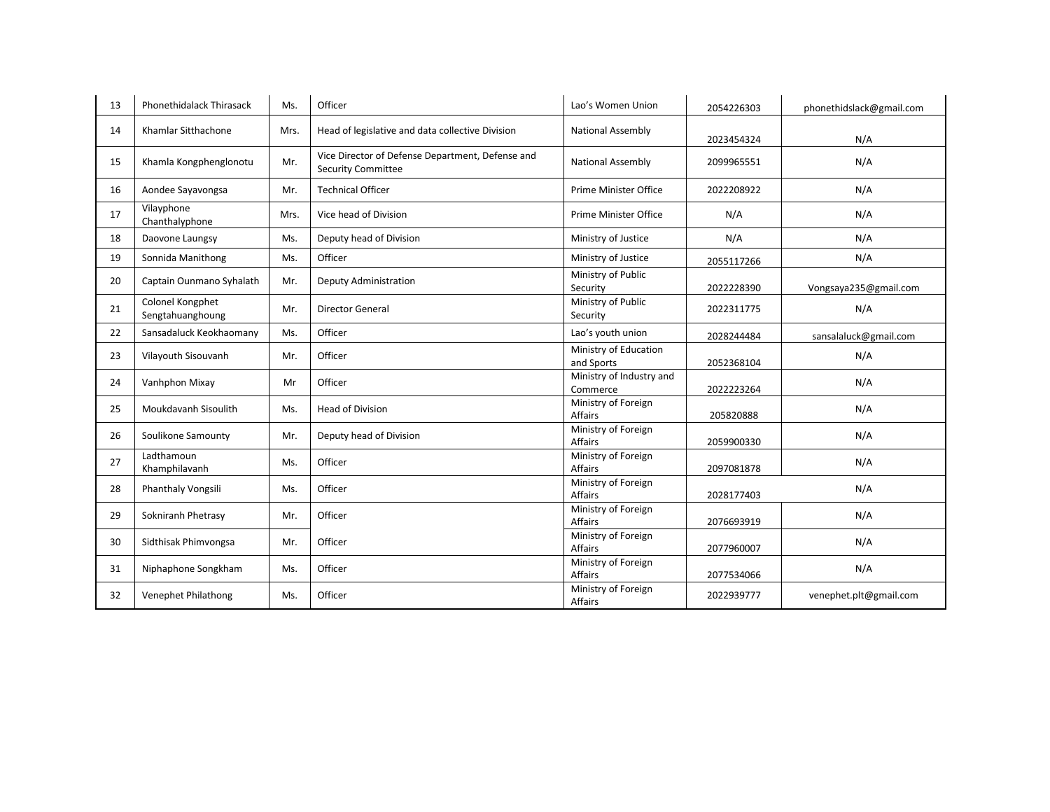| 13 | Phonethidalack Thirasack | Ms. | Officer | Lao's Women Union | 2054226303 | phonethidslack@gmail.com |
|---|---|---|---|---|---|---|
| 14 | Khamlar Sitthachone | Mrs. | Head of legislative and data collective Division | National Assembly | 2023454324 | N/A |
| 15 | Khamla Kongphenglonotu | Mr. | Vice Director of Defense Department, Defense and Security Committee | National Assembly | 2099965551 | N/A |
| 16 | Aondee Sayavongsa | Mr. | Technical Officer | Prime Minister Office | 2022208922 | N/A |
| 17 | Vilayphone Chanthalyphone | Mrs. | Vice head of Division | Prime Minister Office | N/A | N/A |
| 18 | Daovone Laungsy | Ms. | Deputy head of Division | Ministry of Justice | N/A | N/A |
| 19 | Sonnida Manithong | Ms. | Officer | Ministry of Justice | 2055117266 | N/A |
| 20 | Captain Ounmano Syhalath | Mr. | Deputy Administration | Ministry of Public Security | 2022228390 | Vongsaya235@gmail.com |
| 21 | Colonel Kongphet Sengtahuanghoung | Mr. | Director General | Ministry of Public Security | 2022311775 | N/A |
| 22 | Sansadaluck Keokhaomany | Ms. | Officer | Lao's youth union | 2028244484 | sansalaluck@gmail.com |
| 23 | Vilayouth Sisouvanh | Mr. | Officer | Ministry of Education and Sports | 2052368104 | N/A |
| 24 | Vanhphon Mixay | Mr | Officer | Ministry of Industry and Commerce | 2022223264 | N/A |
| 25 | Moukdavanh Sisoulith | Ms. | Head of Division | Ministry of Foreign Affairs | 205820888 | N/A |
| 26 | Soulikone Samounty | Mr. | Deputy head of Division | Ministry of Foreign Affairs | 2059900330 | N/A |
| 27 | Ladthamoun Khamphilavanh | Ms. | Officer | Ministry of Foreign Affairs | 2097081878 | N/A |
| 28 | Phanthaly Vongsili | Ms. | Officer | Ministry of Foreign Affairs | 2028177403 | N/A |
| 29 | Sokniranh Phetrasy | Mr. | Officer | Ministry of Foreign Affairs | 2076693919 | N/A |
| 30 | Sidthisak Phimvongsa | Mr. | Officer | Ministry of Foreign Affairs | 2077960007 | N/A |
| 31 | Niphaphone Songkham | Ms. | Officer | Ministry of Foreign Affairs | 2077534066 | N/A |
| 32 | Venephet Philathong | Ms. | Officer | Ministry of Foreign Affairs | 2022939777 | venephet.plt@gmail.com |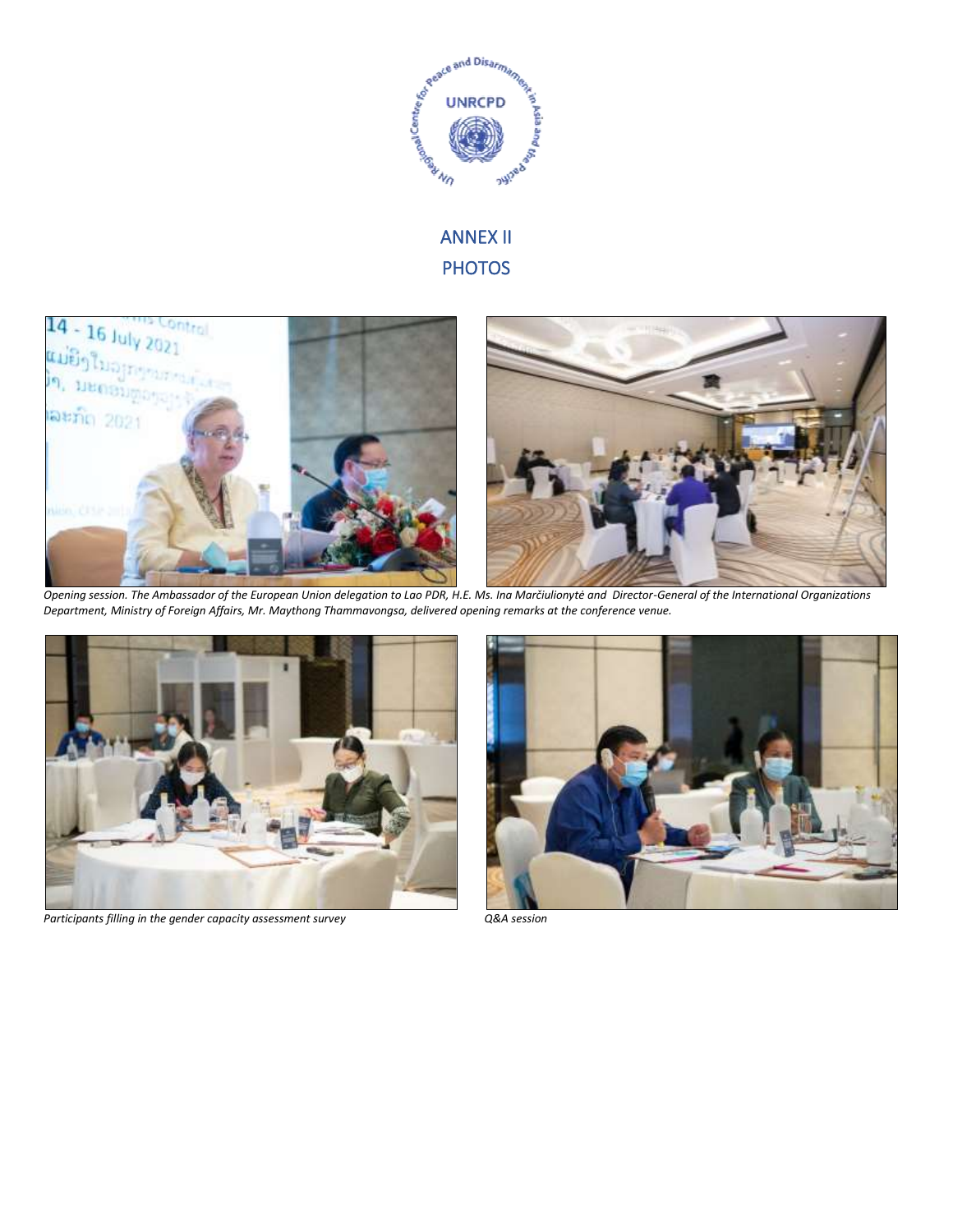# ANNEX II

## PHOTOS

*Opening session. The Ambassador of the European Union delegation to Lao PDR, H.E. Ms. Ina Marčiulionytė and Director-General of the International Organizations Department, Ministry of Foreign Affairs, Mr. Maythong Thammavongsa, delivered opening remarks at the conference venue.*

*Participants filling in the gender capacity assessment survey*

*Q&A session*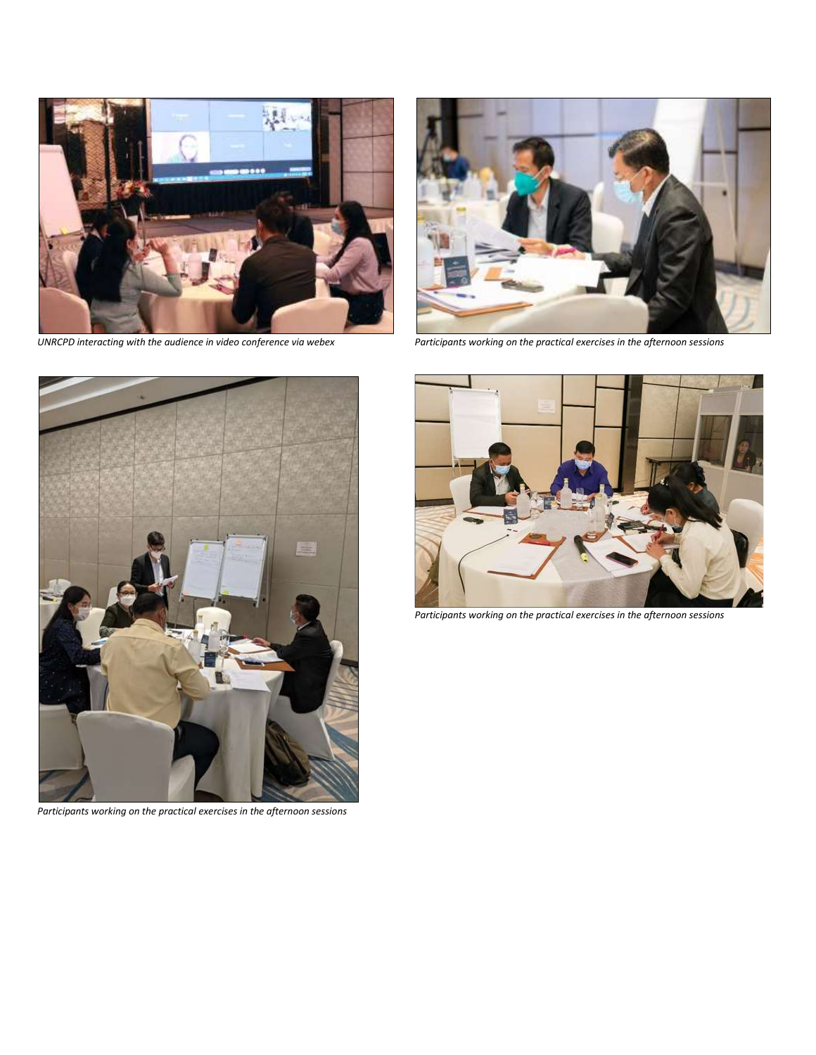*UNRCPD interacting with the audience in video conference via webex*

*Participants working on the practical exercises in the afternoon sessions*

*Participants working on the practical exercises in the afternoon sessions*

*Participants working on the practical exercises in the afternoon sessions*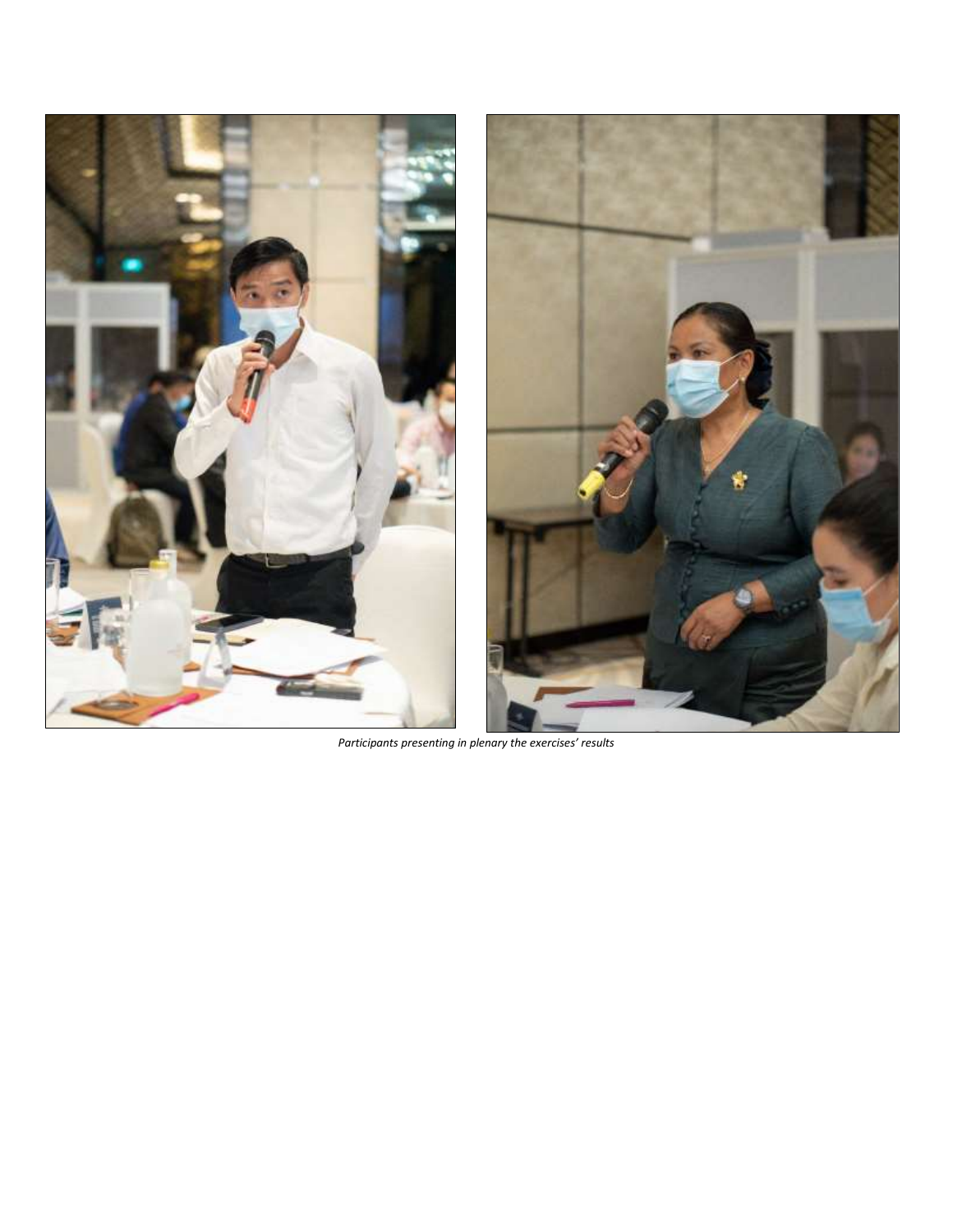*Participants presenting in plenary the exercises' results*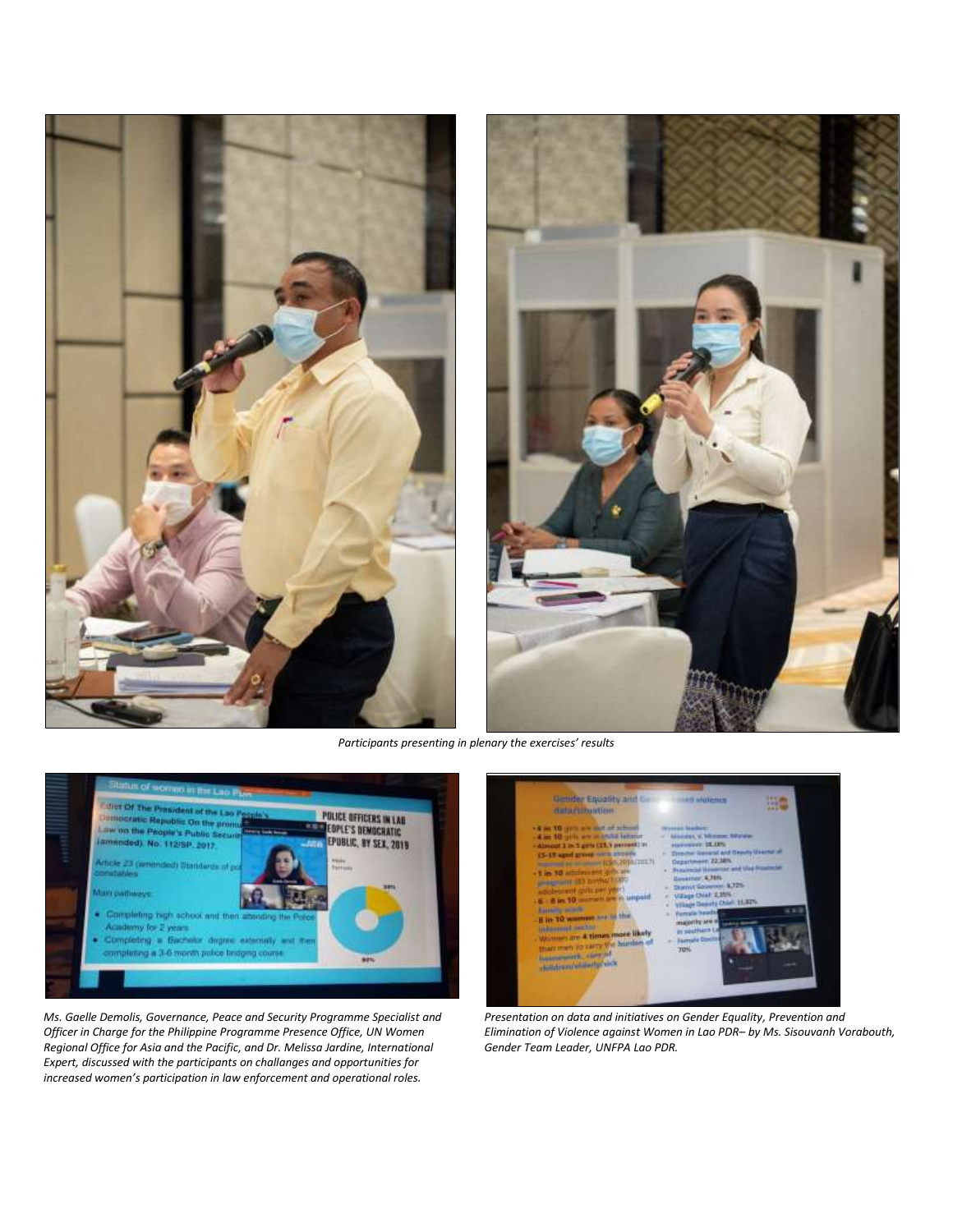*Participants presenting in plenary the exercises' results*

*Ms. Gaelle Demolis, Governance, Peace and Security Programme Specialist and Officer in Charge for the Philippine Programme Presence Office, UN Women Regional Office for Asia and the Pacific, and Dr. Melissa Jardine, International Expert, discussed with the participants on challanges and opportunities for increased women's participation in law enforcement and operational roles.*

*Presentation on data and initiatives on Gender Equality, Prevention and Elimination of Violence against Women in Lao PDR– by Ms. Sisouvanh Vorabouth, Gender Team Leader, UNFPA Lao PDR.*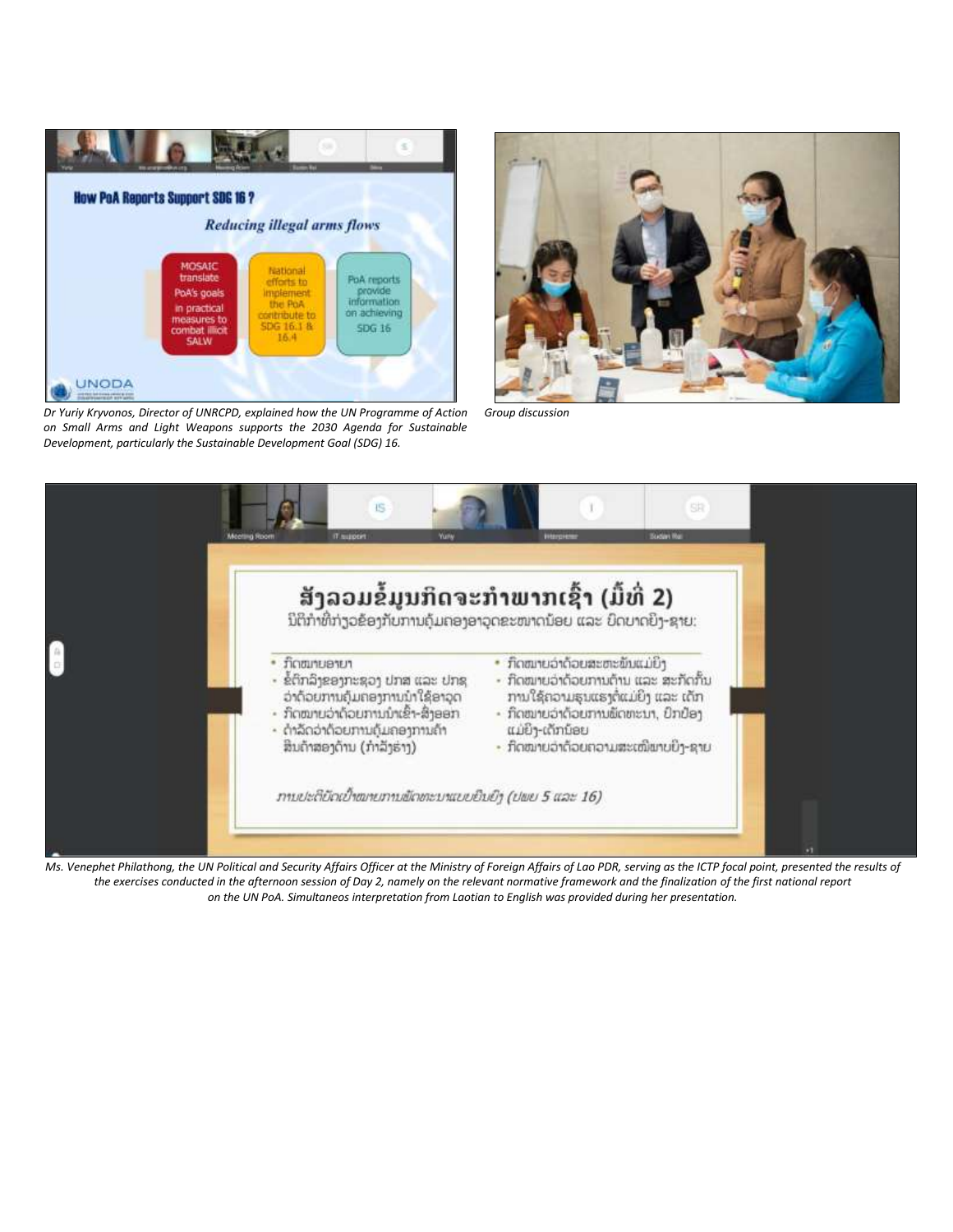Dr Yuriy Kryvonos, Director of UNRCPD, explained how the UN Programme of Action on Small Arms and Light Weapons supports the 2030 Agenda for Sustainable Development, particularly the Sustainable Development Goal (SDG) 16.

Group discussion

Ms. Venephet Philathong, the UN Political and Security Affairs Officer at the Ministry of Foreign Affairs of Lao PDR, serving as the ICTP focal point, presented the results of the exercises conducted in the afternoon session of Day 2, namely on the relevant normative framework and the finalization of the first national report on the UN PoA. Simultaneos interpretation from Laotian to English was provided during her presentation.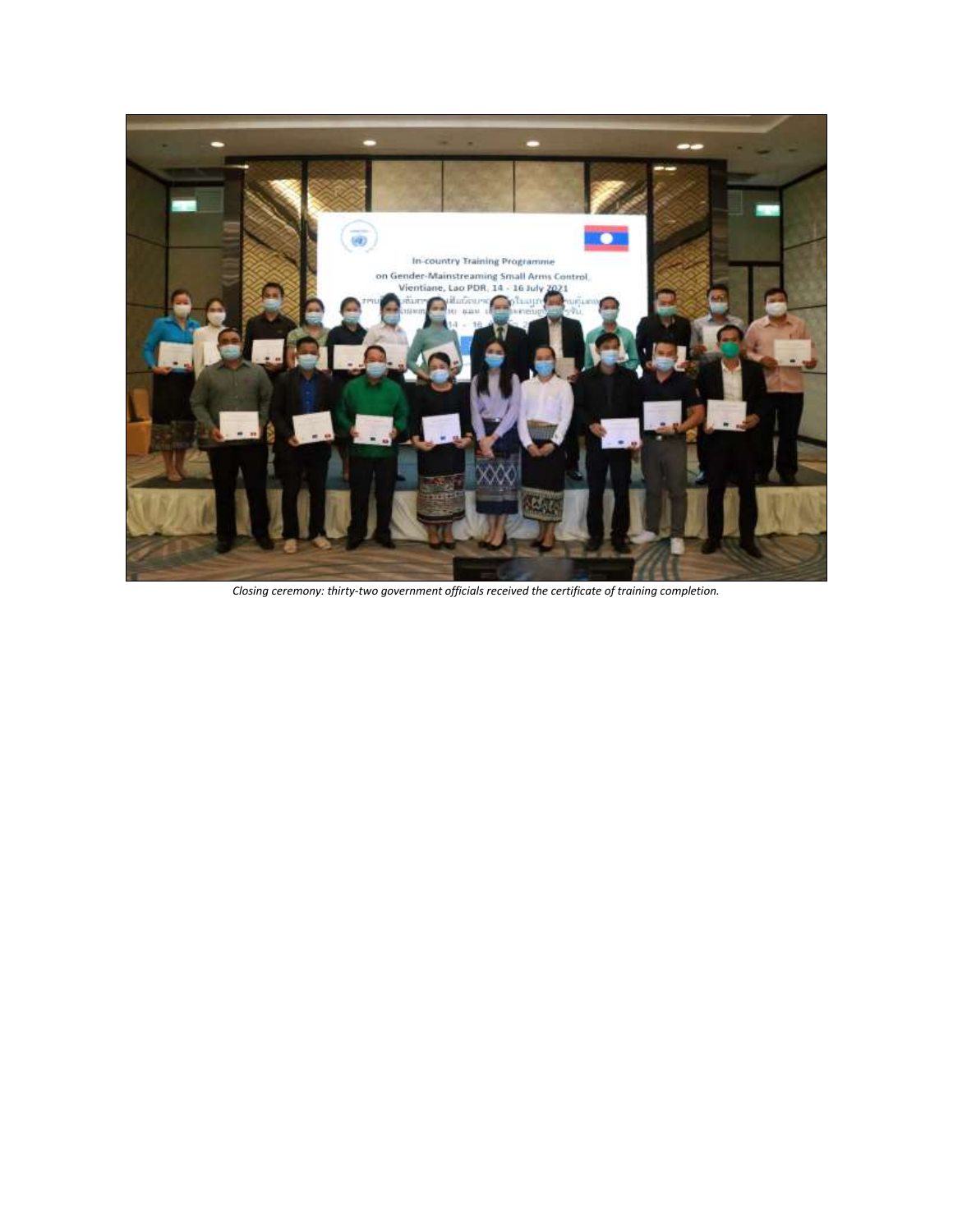*Closing ceremony: thirty-two government officials received the certificate of training completion.*